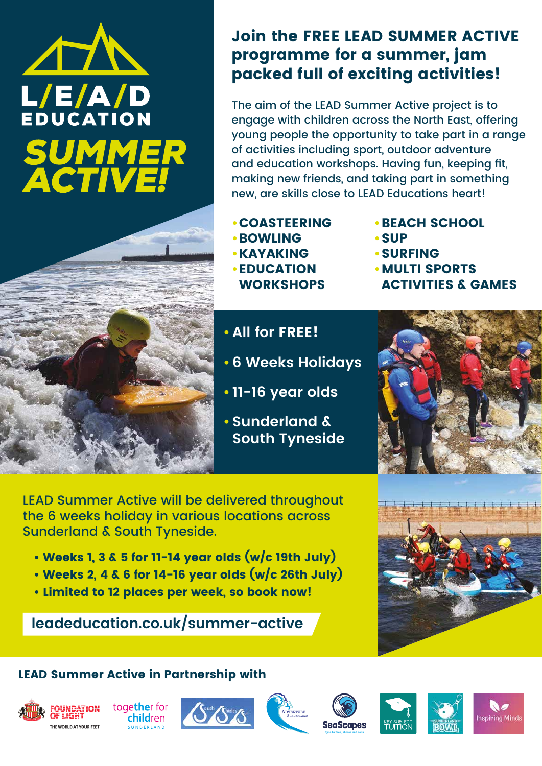# L/E/A/D EDUCATION

# SUMMER ACTIVE!

## Join the FREE LEAD SUMMER ACTIVE programme for a summer, jam packed full of exciting activities!

The aim of the LEAD Summer Active project is to engage with children across the North East, offering young people the opportunity to take part in a range of activities including sport, outdoor adventure and education workshops. Having fun, keeping fit, making new friends, and taking part in something new, are skills close to LEAD Educations heart!

- **COASTEERING**
- **BOWLING**
- **KAYAKING**
- **EDUCATION WORKSHOPS**
- **BEACH SCHOOL**
- **SUP**
- **SURFING**
- **MULTI SPORTS ACTIVITIES & GAMES**

- **All for FREE!**
- **6 Weeks Holidays**
- **11-16 year olds**
- **Sunderland & South Tyneside**

LEAD Summer Active will be delivered throughout the 6 weeks holiday in various locations across Sunderland & South Tyneside.

- **Weeks 1, 3 & 5 for 11-14 year olds (w/c 19th July)**
- **Weeks 2, 4 & 6 for 14-16 year olds (w/c 26th July)**
- **Limited to 12 places per week, so book now!**

**leadeducation.co.uk/summer-active**

**LEAD Summer Active in Partnership with**

FOUNDATION OF LIGHT – THE WORLD AT YOUR FEET | together for children SUNDERLAND | South Shields Surf | Adventure Sunderland | SeaScapes | KEY SUBJECT TUITION | SUNDERLAND BOWL | Inspiring Minds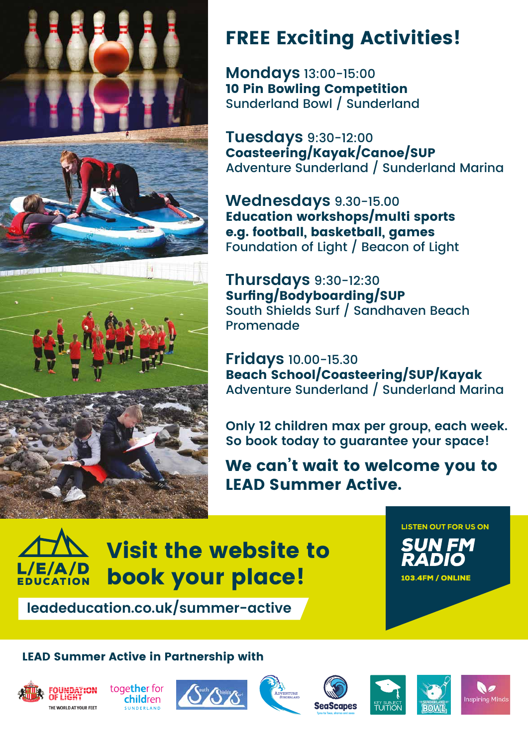# FREE Exciting Activities!

**Mondays** 13:00-15:00
**10 Pin Bowling Competition**
Sunderland Bowl / Sunderland

**Tuesdays** 9:30-12:00
**Coasteering/Kayak/Canoe/SUP**
Adventure Sunderland / Sunderland Marina

**Wednesdays** 9.30-15.00
**Education workshops/multi sports e.g. football, basketball, games**
Foundation of Light / Beacon of Light

**Thursdays** 9:30-12:30
**Surfing/Bodyboarding/SUP**
South Shields Surf / Sandhaven Beach Promenade

**Fridays** 10.00-15.30
**Beach School/Coasteering/SUP/Kayak**
Adventure Sunderland / Sunderland Marina

Only 12 children max per group, each week.
So book today to guarantee your space!

**We can't wait to welcome you to LEAD Summer Active.**

L/E/A/D EDUCATION

## Visit the website to book your place!

leadeducation.co.uk/summer-active

LISTEN OUT FOR US ON
**SUN FM RADIO**
103.4FM / ONLINE

**LEAD Summer Active in Partnership with**

Foundation of Light – The World at Your Feet | together for children Sunderland | South Shields Surf | Adventure Sunderland | SeaScapes | Key Subject Tuition | Sunderland Bowl | Inspiring Minds